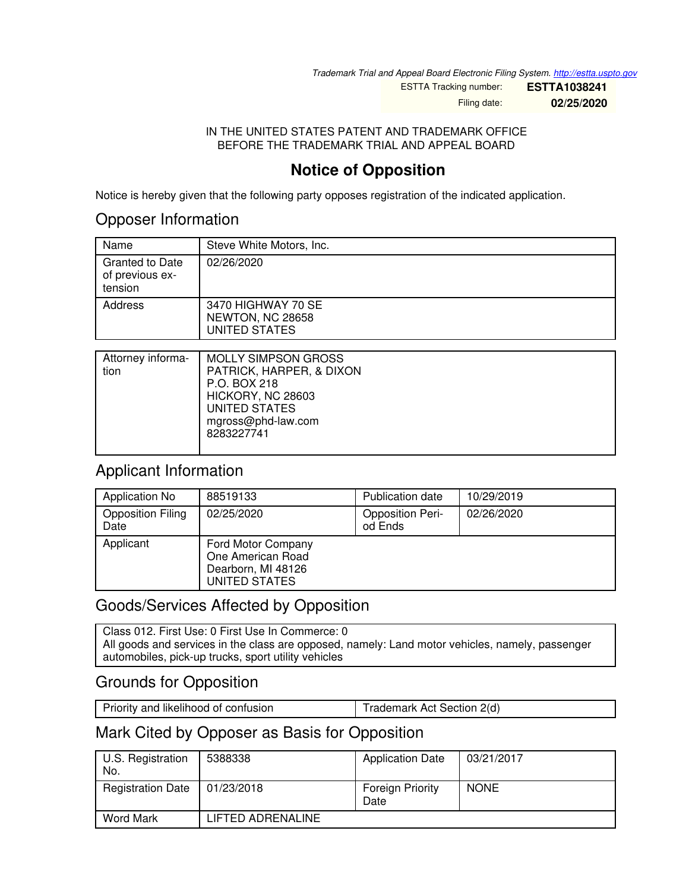*Trademark Trial and Appeal Board Electronic Filing System. http://estta.uspto.gov*

| ESTTA Tracking number: | **ESTTA1038241** |
|---|---|
| Filing date: | **02/25/2020** |

IN THE UNITED STATES PATENT AND TRADEMARK OFFICE
BEFORE THE TRADEMARK TRIAL AND APPEAL BOARD

# Notice of Opposition

Notice is hereby given that the following party opposes registration of the indicated application.

## Opposer Information

| Name | Steve White Motors, Inc. |
|---|---|
| Granted to Date of previous extension | 02/26/2020 |
| Address | 3470 HIGHWAY 70 SE<br>NEWTON, NC 28658<br>UNITED STATES |

| Attorney information | MOLLY SIMPSON GROSS<br>PATRICK, HARPER, & DIXON<br>P.O. BOX 218<br>HICKORY, NC 28603<br>UNITED STATES<br>mgross@phd-law.com<br>8283227741 |
|---|---|

## Applicant Information

| Application No | 88519133 | Publication date | 10/29/2019 |
|---|---|---|---|
| Opposition Filing Date | 02/25/2020 | Opposition Period Ends | 02/26/2020 |
| Applicant | Ford Motor Company<br>One American Road<br>Dearborn, MI 48126<br>UNITED STATES | | |

## Goods/Services Affected by Opposition

Class 012. First Use: 0 First Use In Commerce: 0
All goods and services in the class are opposed, namely: Land motor vehicles, namely, passenger automobiles, pick-up trucks, sport utility vehicles

## Grounds for Opposition

| Priority and likelihood of confusion | Trademark Act Section 2(d) |
|---|---|

## Mark Cited by Opposer as Basis for Opposition

| U.S. Registration No. | 5388338 | Application Date | 03/21/2017 |
|---|---|---|---|
| Registration Date | 01/23/2018 | Foreign Priority Date | NONE |
| Word Mark | LIFTED ADRENALINE | | |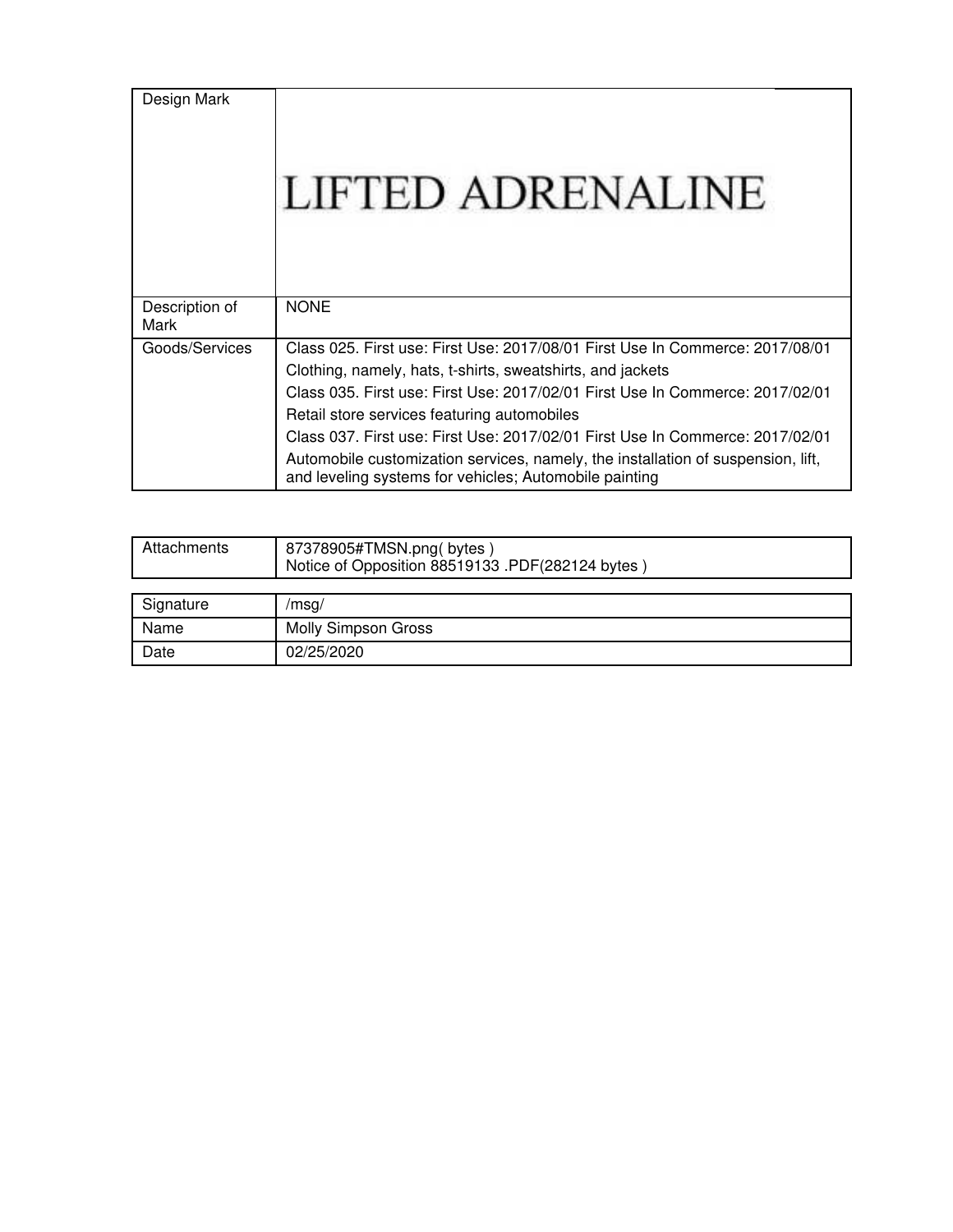| Design Mark | LIFTED ADRENALINE |
| --- | --- |
| Description of Mark | NONE |
| Goods/Services | Class 025. First use: First Use: 2017/08/01 First Use In Commerce: 2017/08/01<br>Clothing, namely, hats, t-shirts, sweatshirts, and jackets<br>Class 035. First use: First Use: 2017/02/01 First Use In Commerce: 2017/02/01<br>Retail store services featuring automobiles<br>Class 037. First use: First Use: 2017/02/01 First Use In Commerce: 2017/02/01<br>Automobile customization services, namely, the installation of suspension, lift, and leveling systems for vehicles; Automobile painting |

| Attachments | 87378905#TMSN.png( bytes )<br>Notice of Opposition 88519133 .PDF(282124 bytes ) |
| --- | --- |

| Signature | /msg/ |
| --- | --- |
| Name | Molly Simpson Gross |
| Date | 02/25/2020 |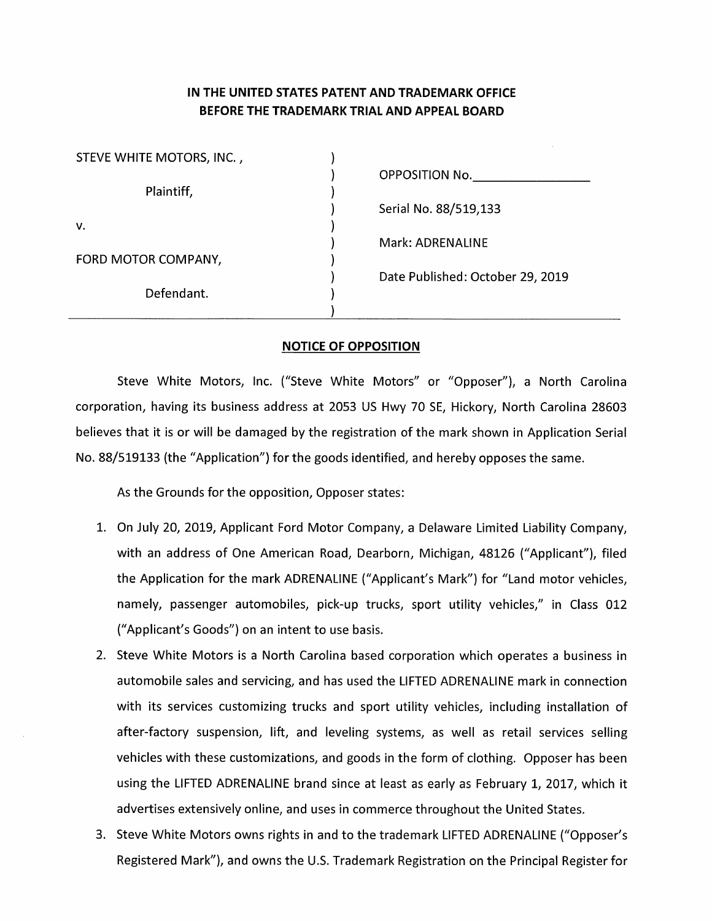**IN THE UNITED STATES PATENT AND TRADEMARK OFFICE**
**BEFORE THE TRADEMARK TRIAL AND APPEAL BOARD**

| | | |
|---|---|---|
| STEVE WHITE MOTORS, INC., | ) | |
| | ) | OPPOSITION No.________________ |
| Plaintiff, | ) | |
| | ) | Serial No. 88/519,133 |
| v. | ) | |
| | ) | Mark: ADRENALINE |
| FORD MOTOR COMPANY, | ) | |
| | ) | Date Published: October 29, 2019 |
| Defendant. | ) | |
| | ) | |

## NOTICE OF OPPOSITION

Steve White Motors, Inc. ("Steve White Motors" or "Opposer"), a North Carolina corporation, having its business address at 2053 US Hwy 70 SE, Hickory, North Carolina 28603 believes that it is or will be damaged by the registration of the mark shown in Application Serial No. 88/519133 (the "Application") for the goods identified, and hereby opposes the same.

As the Grounds for the opposition, Opposer states:

1. On July 20, 2019, Applicant Ford Motor Company, a Delaware Limited Liability Company, with an address of One American Road, Dearborn, Michigan, 48126 ("Applicant"), filed the Application for the mark ADRENALINE ("Applicant's Mark") for "Land motor vehicles, namely, passenger automobiles, pick-up trucks, sport utility vehicles," in Class 012 ("Applicant's Goods") on an intent to use basis.
2. Steve White Motors is a North Carolina based corporation which operates a business in automobile sales and servicing, and has used the LIFTED ADRENALINE mark in connection with its services customizing trucks and sport utility vehicles, including installation of after-factory suspension, lift, and leveling systems, as well as retail services selling vehicles with these customizations, and goods in the form of clothing. Opposer has been using the LIFTED ADRENALINE brand since at least as early as February 1, 2017, which it advertises extensively online, and uses in commerce throughout the United States.
3. Steve White Motors owns rights in and to the trademark LIFTED ADRENALINE ("Opposer's Registered Mark"), and owns the U.S. Trademark Registration on the Principal Register for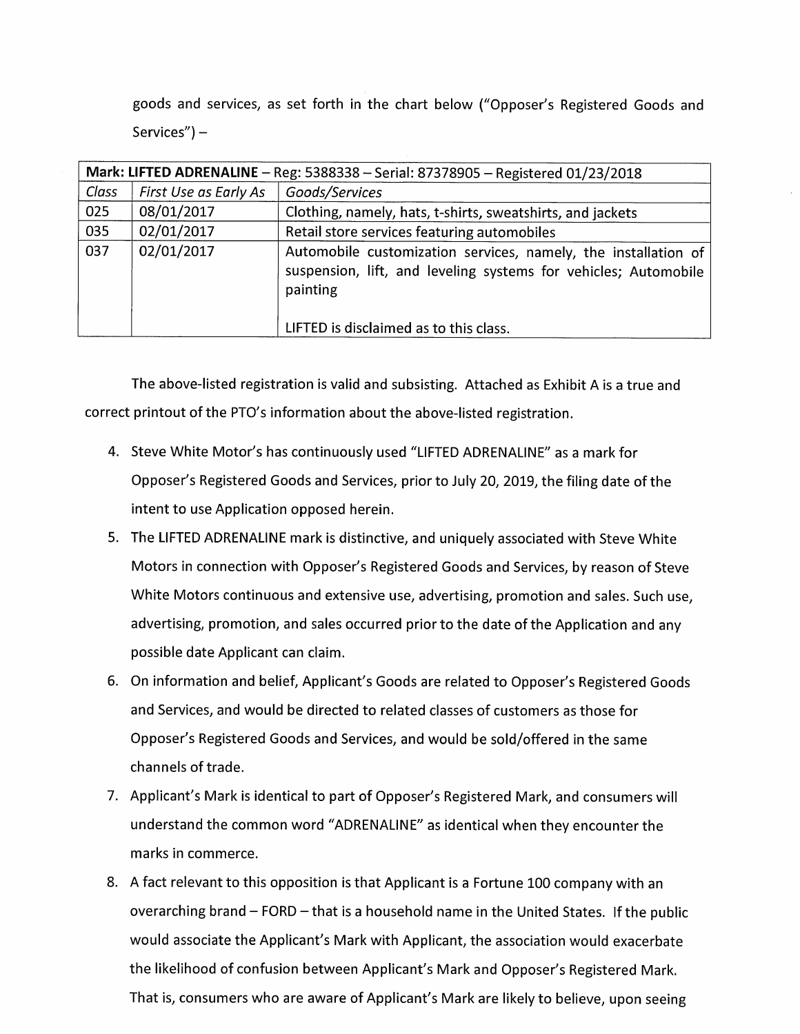goods and services, as set forth in the chart below ("Opposer's Registered Goods and Services") –

| **Mark: LIFTED ADRENALINE** – Reg: 5388338 – Serial: 87378905 – Registered 01/23/2018 | | |
|---|---|---|
| *Class* | *First Use as Early As* | *Goods/Services* |
| 025 | 08/01/2017 | Clothing, namely, hats, t-shirts, sweatshirts, and jackets |
| 035 | 02/01/2017 | Retail store services featuring automobiles |
| 037 | 02/01/2017 | Automobile customization services, namely, the installation of suspension, lift, and leveling systems for vehicles; Automobile painting<br><br>LIFTED is disclaimed as to this class. |

The above-listed registration is valid and subsisting. Attached as Exhibit A is a true and correct printout of the PTO's information about the above-listed registration.

4. Steve White Motor's has continuously used "LIFTED ADRENALINE" as a mark for Opposer's Registered Goods and Services, prior to July 20, 2019, the filing date of the intent to use Application opposed herein.
5. The LIFTED ADRENALINE mark is distinctive, and uniquely associated with Steve White Motors in connection with Opposer's Registered Goods and Services, by reason of Steve White Motors continuous and extensive use, advertising, promotion and sales. Such use, advertising, promotion, and sales occurred prior to the date of the Application and any possible date Applicant can claim.
6. On information and belief, Applicant's Goods are related to Opposer's Registered Goods and Services, and would be directed to related classes of customers as those for Opposer's Registered Goods and Services, and would be sold/offered in the same channels of trade.
7. Applicant's Mark is identical to part of Opposer's Registered Mark, and consumers will understand the common word "ADRENALINE" as identical when they encounter the marks in commerce.
8. A fact relevant to this opposition is that Applicant is a Fortune 100 company with an overarching brand – FORD – that is a household name in the United States. If the public would associate the Applicant's Mark with Applicant, the association would exacerbate the likelihood of confusion between Applicant's Mark and Opposer's Registered Mark. That is, consumers who are aware of Applicant's Mark are likely to believe, upon seeing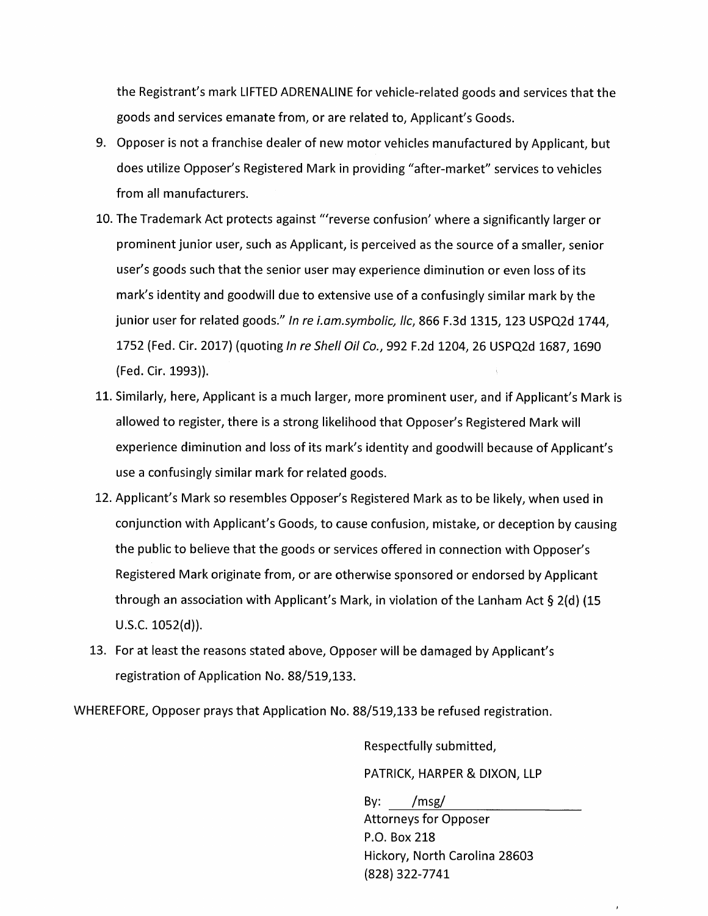the Registrant's mark LIFTED ADRENALINE for vehicle-related goods and services that the goods and services emanate from, or are related to, Applicant's Goods.

9. Opposer is not a franchise dealer of new motor vehicles manufactured by Applicant, but does utilize Opposer's Registered Mark in providing "after-market" services to vehicles from all manufacturers.
10. The Trademark Act protects against "'reverse confusion' where a significantly larger or prominent junior user, such as Applicant, is perceived as the source of a smaller, senior user's goods such that the senior user may experience diminution or even loss of its mark's identity and goodwill due to extensive use of a confusingly similar mark by the junior user for related goods." *In re i.am.symbolic, llc*, 866 F.3d 1315, 123 USPQ2d 1744, 1752 (Fed. Cir. 2017) (quoting *In re Shell Oil Co.*, 992 F.2d 1204, 26 USPQ2d 1687, 1690 (Fed. Cir. 1993)).
11. Similarly, here, Applicant is a much larger, more prominent user, and if Applicant's Mark is allowed to register, there is a strong likelihood that Opposer's Registered Mark will experience diminution and loss of its mark's identity and goodwill because of Applicant's use a confusingly similar mark for related goods.
12. Applicant's Mark so resembles Opposer's Registered Mark as to be likely, when used in conjunction with Applicant's Goods, to cause confusion, mistake, or deception by causing the public to believe that the goods or services offered in connection with Opposer's Registered Mark originate from, or are otherwise sponsored or endorsed by Applicant through an association with Applicant's Mark, in violation of the Lanham Act § 2(d) (15 U.S.C. 1052(d)).
13. For at least the reasons stated above, Opposer will be damaged by Applicant's registration of Application No. 88/519,133.

WHEREFORE, Opposer prays that Application No. 88/519,133 be refused registration.

Respectfully submitted,

PATRICK, HARPER & DIXON, LLP

By: /msg/

Attorneys for Opposer
P.O. Box 218
Hickory, North Carolina 28603
(828) 322-7741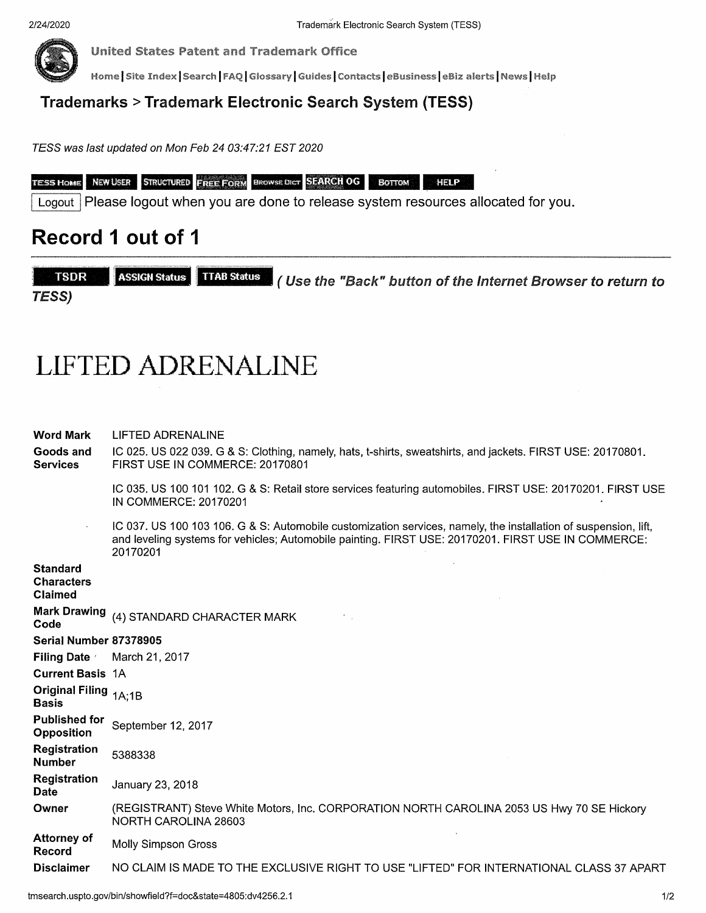**United States Patent and Trademark Office**

Home | Site Index | Search | FAQ | Glossary | Guides | Contacts | eBusiness | eBiz alerts | News | Help

## Trademarks > Trademark Electronic Search System (TESS)

*TESS was last updated on Mon Feb 24 03:47:21 EST 2020*

TESS HOME | NEW USER | STRUCTURED | FREE FORM | BROWSE DICT | SEARCH OG | BOTTOM | HELP

Logout | Please logout when you are done to release system resources allocated for you.

# Record 1 out of 1

TSDR | ASSIGN Status | TTAB Status | ***( Use the "Back" button of the Internet Browser to return to TESS)***

# LIFTED ADRENALINE

| | |
|---|---|
| **Word Mark** | LIFTED ADRENALINE |
| **Goods and Services** | IC 025. US 022 039. G & S: Clothing, namely, hats, t-shirts, sweatshirts, and jackets. FIRST USE: 20170801. FIRST USE IN COMMERCE: 20170801 |
| | IC 035. US 100 101 102. G & S: Retail store services featuring automobiles. FIRST USE: 20170201. FIRST USE IN COMMERCE: 20170201 |
| | IC 037. US 100 103 106. G & S: Automobile customization services, namely, the installation of suspension, lift, and leveling systems for vehicles; Automobile painting. FIRST USE: 20170201. FIRST USE IN COMMERCE: 20170201 |
| **Standard Characters Claimed** | |
| **Mark Drawing Code** | (4) STANDARD CHARACTER MARK |
| **Serial Number** | 87378905 |
| **Filing Date** | March 21, 2017 |
| **Current Basis** | 1A |
| **Original Filing Basis** | 1A;1B |
| **Published for Opposition** | September 12, 2017 |
| **Registration Number** | 5388338 |
| **Registration Date** | January 23, 2018 |
| **Owner** | (REGISTRANT) Steve White Motors, Inc. CORPORATION NORTH CAROLINA 2053 US Hwy 70 SE Hickory NORTH CAROLINA 28603 |
| **Attorney of Record** | Molly Simpson Gross |
| **Disclaimer** | NO CLAIM IS MADE TO THE EXCLUSIVE RIGHT TO USE "LIFTED" FOR INTERNATIONAL CLASS 37 APART |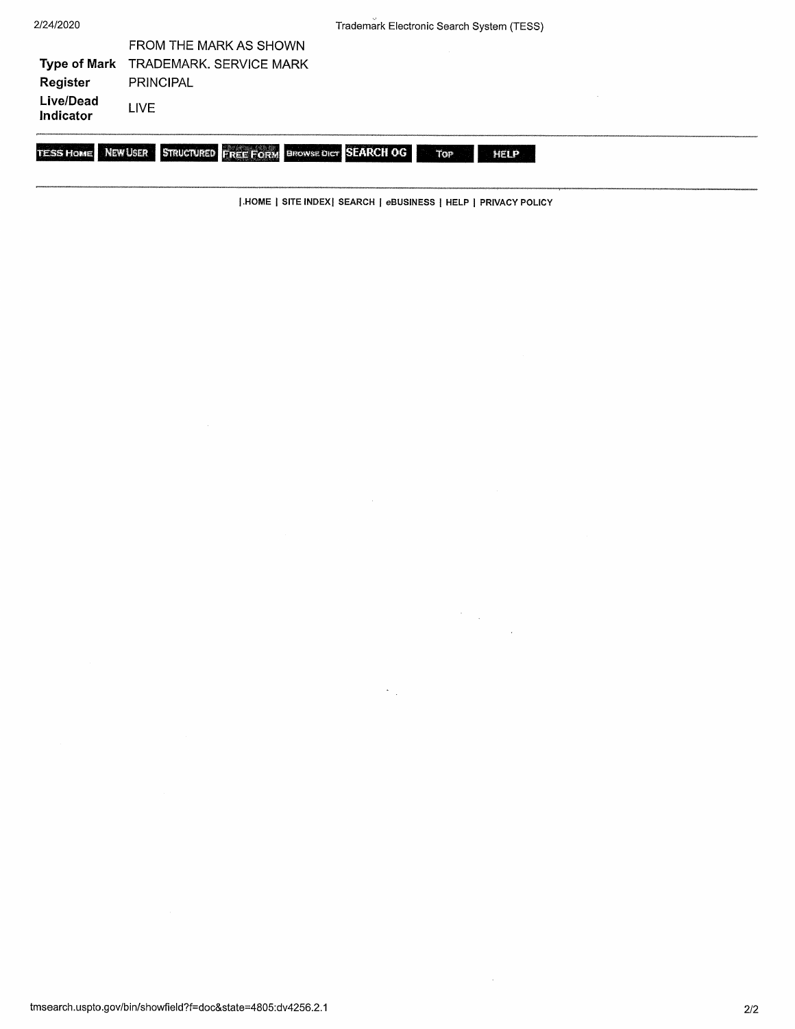FROM THE MARK AS SHOWN

| | |
|---|---|
| **Type of Mark** | TRADEMARK. SERVICE MARK |
| **Register** | PRINCIPAL |
| **Live/Dead Indicator** | LIVE |

TESS HOME | NEW USER | STRUCTURED | FREE FORM | BROWSE DICT | SEARCH OG | TOP | HELP

|.HOME | SITE INDEX| SEARCH | eBUSINESS | HELP | PRIVACY POLICY